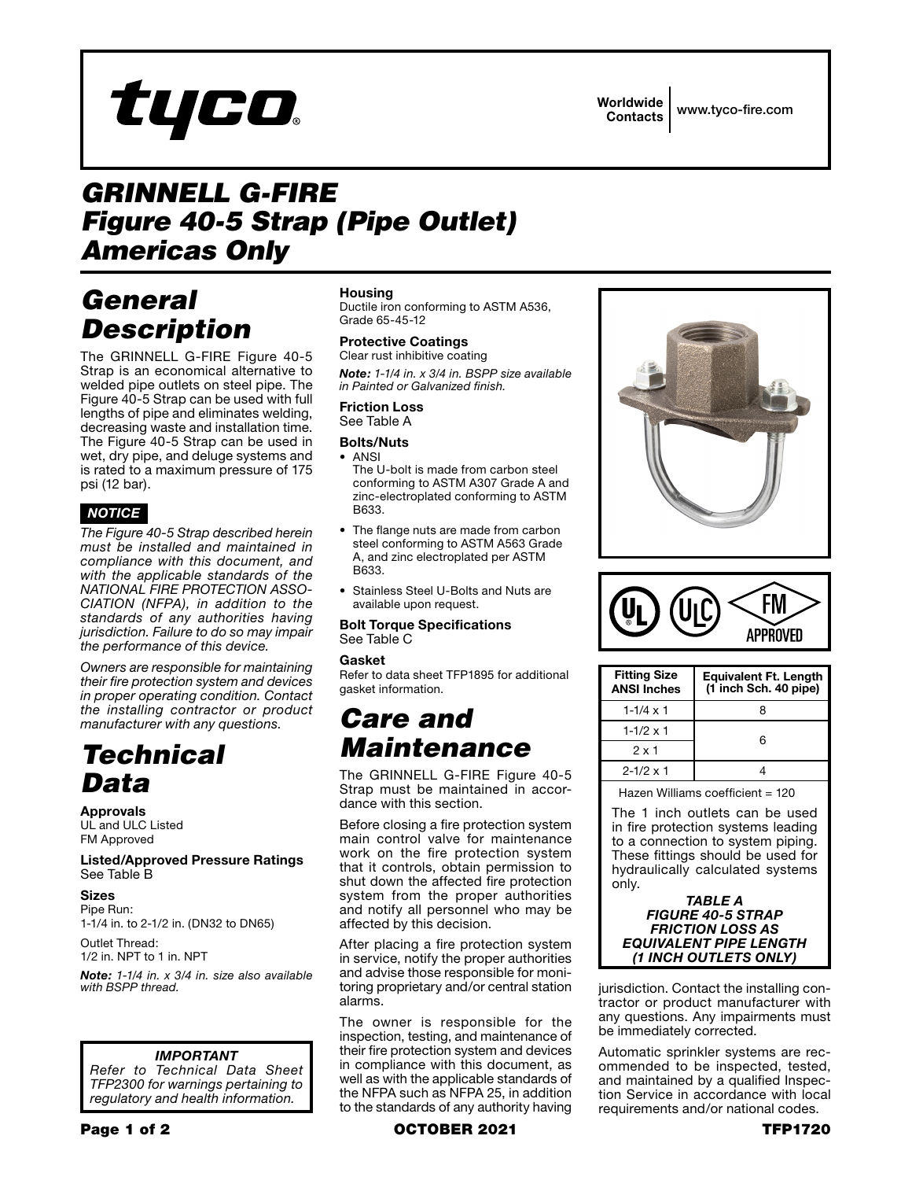tyco

Worldwide Contacts | www.tyco-fire.com

# GRINNELL G-FIRE Figure 40-5 Strap (Pipe Outlet) Americas Only

## General Description

The GRINNELL G-FIRE Figure 40-5 Strap is an economical alternative to welded pipe outlets on steel pipe. The Figure 40-5 Strap can be used with full lengths of pipe and eliminates welding, decreasing waste and installation time. The Figure 40-5 Strap can be used in wet, dry pipe, and deluge systems and is rated to a maximum pressure of 175 psi (12 bar).

***NOTICE***

*The Figure 40-5 Strap described herein must be installed and maintained in compliance with this document, and with the applicable standards of the NATIONAL FIRE PROTECTION ASSOCIATION (NFPA), in addition to the standards of any authorities having jurisdiction. Failure to do so may impair the performance of this device.*

*Owners are responsible for maintaining their fire protection system and devices in proper operating condition. Contact the installing contractor or product manufacturer with any questions.*

## Technical Data

**Approvals**
UL and ULC Listed
FM Approved

**Listed/Approved Pressure Ratings**
See Table B

**Sizes**
Pipe Run:
1-1/4 in. to 2-1/2 in. (DN32 to DN65)

Outlet Thread:
1/2 in. NPT to 1 in. NPT

***Note:*** *1-1/4 in. x 3/4 in. size also available with BSPP thread.*

***IMPORTANT***
*Refer to Technical Data Sheet TFP2300 for warnings pertaining to regulatory and health information.*

**Housing**
Ductile iron conforming to ASTM A536, Grade 65-45-12

**Protective Coatings**
Clear rust inhibitive coating

***Note:*** *1-1/4 in. x 3/4 in. BSPP size available in Painted or Galvanized finish.*

**Friction Loss**
See Table A

**Bolts/Nuts**
- ANSI
  The U-bolt is made from carbon steel conforming to ASTM A307 Grade A and zinc-electroplated conforming to ASTM B633.
- The flange nuts are made from carbon steel conforming to ASTM A563 Grade A, and zinc electroplated per ASTM B633.
- Stainless Steel U-Bolts and Nuts are available upon request.

**Bolt Torque Specifications**
See Table C

**Gasket**
Refer to data sheet TFP1895 for additional gasket information.

## Care and Maintenance

The GRINNELL G-FIRE Figure 40-5 Strap must be maintained in accordance with this section.

Before closing a fire protection system main control valve for maintenance work on the fire protection system that it controls, obtain permission to shut down the affected fire protection system from the proper authorities and notify all personnel who may be affected by this decision.

After placing a fire protection system in service, notify the proper authorities and advise those responsible for monitoring proprietary and/or central station alarms.

The owner is responsible for the inspection, testing, and maintenance of their fire protection system and devices in compliance with this document, as well as with the applicable standards of the NFPA such as NFPA 25, in addition to the standards of any authority having jurisdiction. Contact the installing contractor or product manufacturer with any questions. Any impairments must be immediately corrected.

Automatic sprinkler systems are recommended to be inspected, tested, and maintained by a qualified Inspection Service in accordance with local requirements and/or national codes.

| Fitting Size ANSI Inches | Equivalent Ft. Length (1 inch Sch. 40 pipe) |
|---|---|
| 1-1/4 x 1 | 8 |
| 1-1/2 x 1 | 6 |
| 2 x 1 | 6 |
| 2-1/2 x 1 | 4 |

Hazen Williams coefficient = 120

The 1 inch outlets can be used in fire protection systems leading to a connection to system piping. These fittings should be used for hydraulically calculated systems only.

***TABLE A***
***FIGURE 40-5 STRAP FRICTION LOSS AS EQUIVALENT PIPE LENGTH (1 INCH OUTLETS ONLY)***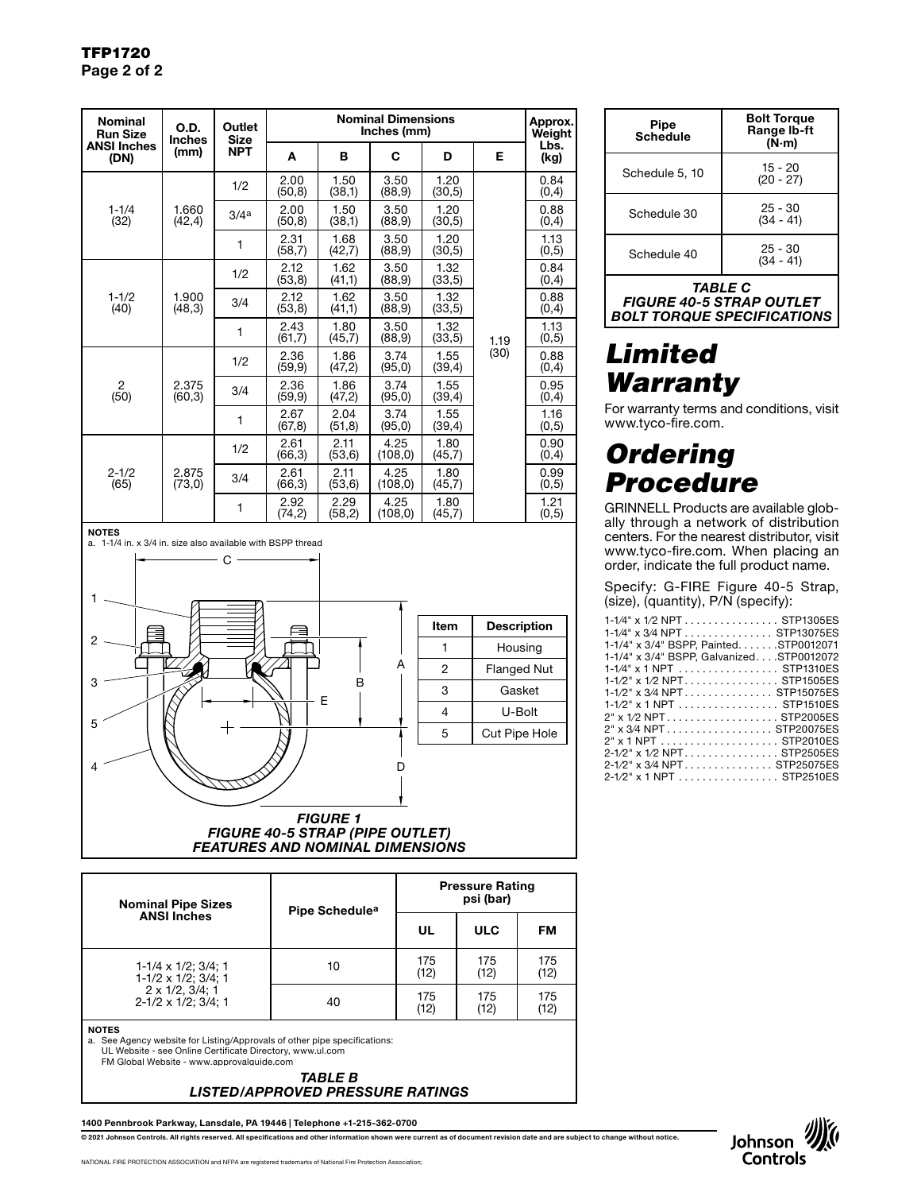| Nominal Run Size ANSI Inches (DN) | O.D. Inches (mm) | Outlet Size NPT | Nominal Dimensions Inches (mm) | | | | | Approx. Weight Lbs. (kg) |
|---|---|---|---|---|---|---|---|---|
| | | | A | B | C | D | E | |
| 1-1/4 (32) | 1.660 (42,4) | 1/2 | 2.00 (50,8) | 1.50 (38,1) | 3.50 (88,9) | 1.20 (30,5) | 1.19 (30) | 0.84 (0,4) |
| | | 3/4[a] | 2.00 (50,8) | 1.50 (38,1) | 3.50 (88,9) | 1.20 (30,5) | | 0.88 (0,4) |
| | | 1 | 2.31 (58,7) | 1.68 (42,7) | 3.50 (88,9) | 1.20 (30,5) | | 1.13 (0,5) |
| 1-1/2 (40) | 1.900 (48,3) | 1/2 | 2.12 (53,8) | 1.62 (41,1) | 3.50 (88,9) | 1.32 (33,5) | | 0.84 (0,4) |
| | | 3/4 | 2.12 (53,8) | 1.62 (41,1) | 3.50 (88,9) | 1.32 (33,5) | | 0.88 (0,4) |
| | | 1 | 2.43 (61,7) | 1.80 (45,7) | 3.50 (88,9) | 1.32 (33,5) | | 1.13 (0,5) |
| 2 (50) | 2.375 (60,3) | 1/2 | 2.36 (59,9) | 1.86 (47,2) | 3.74 (95,0) | 1.55 (39,4) | | 0.88 (0,4) |
| | | 3/4 | 2.36 (59,9) | 1.86 (47,2) | 3.74 (95,0) | 1.55 (39,4) | | 0.95 (0,4) |
| | | 1 | 2.67 (67,8) | 2.04 (51,8) | 3.74 (95,0) | 1.55 (39,4) | | 1.16 (0,5) |
| 2-1/2 (65) | 2.875 (73,0) | 1/2 | 2.61 (66,3) | 2.11 (53,6) | 4.25 (108,0) | 1.80 (45,7) | | 0.90 (0,4) |
| | | 3/4 | 2.61 (66,3) | 2.11 (53,6) | 4.25 (108,0) | 1.80 (45,7) | | 0.99 (0,5) |
| | | 1 | 2.92 (74,2) | 2.29 (58,2) | 4.25 (108,0) | 1.80 (45,7) | | 1.21 (0,5) |

**NOTES**
a. 1-1/4 in. x 3/4 in. size also available with BSPP thread

C
1
2
3
5
4
A
B
E
D

| Item | Description |
|---|---|
| 1 | Housing |
| 2 | Flanged Nut |
| 3 | Gasket |
| 4 | U-Bolt |
| 5 | Cut Pipe Hole |

*FIGURE 1*
*FIGURE 40-5 STRAP (PIPE OUTLET) FEATURES AND NOMINAL DIMENSIONS*

| Nominal Pipe Sizes ANSI Inches | Pipe Schedule[a] | Pressure Rating psi (bar) | | |
|---|---|---|---|---|
| | | UL | ULC | FM |
| 1-1/4 x 1/2; 3/4; 1<br>1-1/2 x 1/2; 3/4; 1<br>2 x 1/2, 3/4; 1<br>2-1/2 x 1/2; 3/4; 1 | 10 | 175 (12) | 175 (12) | 175 (12) |
| | 40 | 175 (12) | 175 (12) | 175 (12) |

**NOTES**
a. See Agency website for Listing/Approvals of other pipe specifications:
UL Website - see Online Certificate Directory, www.ul.com
FM Global Website - www.approvalguide.com

*TABLE B*
*LISTED/APPROVED PRESSURE RATINGS*

| Pipe Schedule | Bolt Torque Range lb-ft (N·m) |
|---|---|
| Schedule 5, 10 | 15 - 20 (20 - 27) |
| Schedule 30 | 25 - 30 (34 - 41) |
| Schedule 40 | 25 - 30 (34 - 41) |

*TABLE C*
*FIGURE 40-5 STRAP OUTLET BOLT TORQUE SPECIFICATIONS*

# *Limited Warranty*

For warranty terms and conditions, visit www.tyco-fire.com.

# *Ordering Procedure*

GRINNELL Products are available globally through a network of distribution centers. For the nearest distributor, visit www.tyco-fire.com. When placing an order, indicate the full product name.

Specify: G-FIRE Figure 40-5 Strap, (size), (quantity), P/N (specify):

1-1/4" x 1/2 NPT . . . . . . . . . . . . . . . . STP1305ES
1-1/4" x 3/4 NPT . . . . . . . . . . . . . . . STP13075ES
1-1/4" x 3/4" BSPP, Painted. . . . . . .STP0012071
1-1/4" x 3/4" BSPP, Galvanized. . . .STP0012072
1-1/4" x 1 NPT . . . . . . . . . . . . . . . . . STP1310ES
1-1/2" x 1/2 NPT. . . . . . . . . . . . . . . . STP1505ES
1-1/2" x 3/4 NPT. . . . . . . . . . . . . . . STP15075ES
1-1/2" x 1 NPT . . . . . . . . . . . . . . . . . STP1510ES
2" x 1/2 NPT. . . . . . . . . . . . . . . . . . . STP2005ES
2" x 3/4 NPT . . . . . . . . . . . . . . . . . . STP20075ES
2" x 1 NPT . . . . . . . . . . . . . . . . . . . . STP2010ES
2-1/2" x 1/2 NPT. . . . . . . . . . . . . . . . STP2505ES
2-1/2" x 3/4 NPT. . . . . . . . . . . . . . . STP25075ES
2-1/2" x 1 NPT . . . . . . . . . . . . . . . . . STP2510ES

1400 Pennbrook Parkway, Lansdale, PA 19446 | Telephone +1-215-362-0700

© 2021 Johnson Controls. All rights reserved. All specifications and other information shown were current as of document revision date and are subject to change without notice.

NATIONAL FIRE PROTECTION ASSOCIATION and NFPA are registered trademarks of National Fire Protection Association;